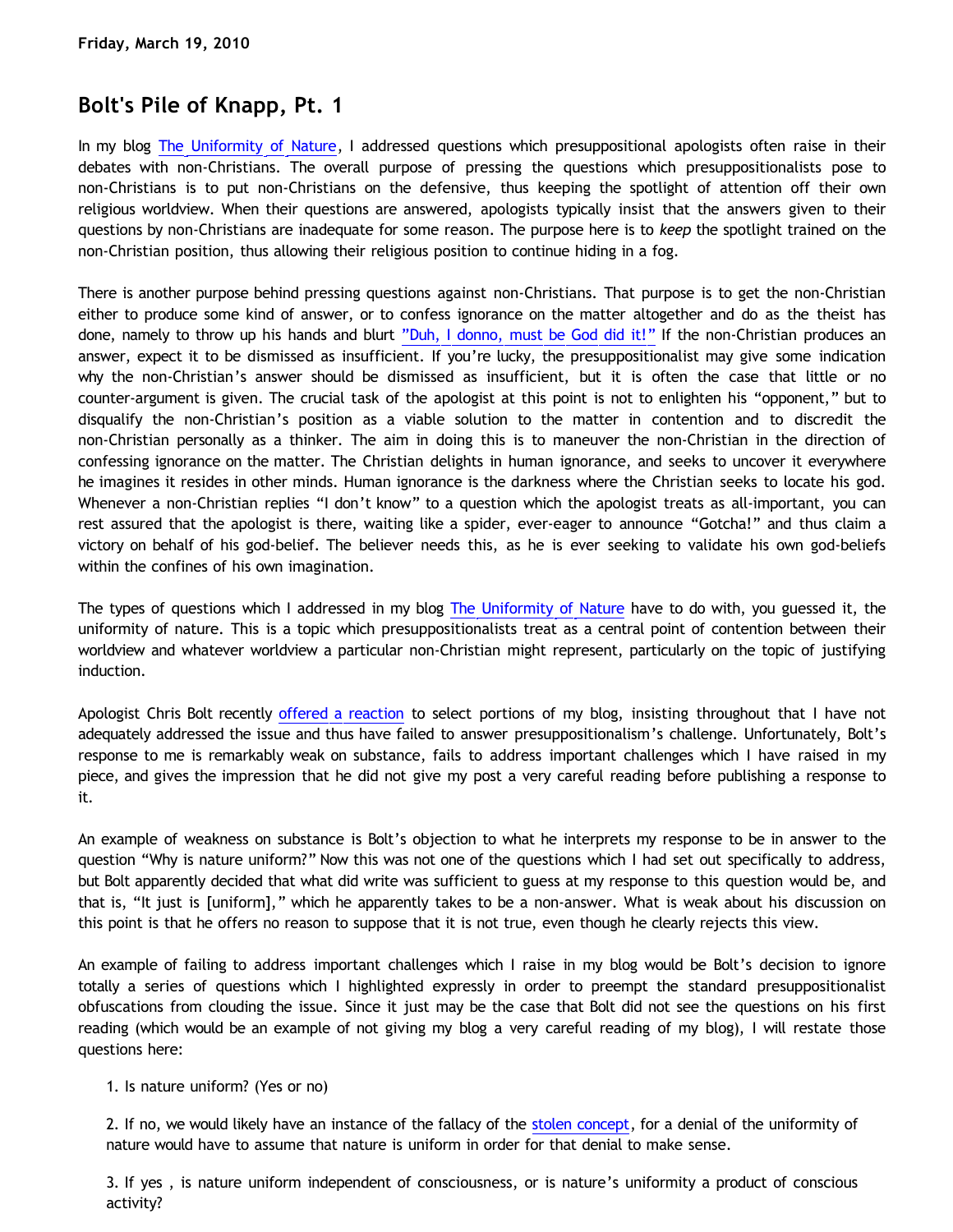**Friday, March 19, 2010**

# Bolt's Pile of Knapp, Pt. 1

In my blog The Uniformity of Nature, I addressed questions which presuppositional apologists often raise in their debates with non-Christians. The overall purpose of pressing the questions which presuppositionalists pose to non-Christians is to put non-Christians on the defensive, thus keeping the spotlight of attention off their own religious worldview. When their questions are answered, apologists typically insist that the answers given to their questions by non-Christians are inadequate for some reason. The purpose here is to *keep* the spotlight trained on the non-Christian position, thus allowing their religious position to continue hiding in a fog.

There is another purpose behind pressing questions against non-Christians. That purpose is to get the non-Christian either to produce some kind of answer, or to confess ignorance on the matter altogether and do as the theist has done, namely to throw up his hands and blurt "Duh, I donno, must be God did it!" If the non-Christian produces an answer, expect it to be dismissed as insufficient. If you're lucky, the presuppositionalist may give some indication why the non-Christian's answer should be dismissed as insufficient, but it is often the case that little or no counter-argument is given. The crucial task of the apologist at this point is not to enlighten his "opponent," but to disqualify the non-Christian's position as a viable solution to the matter in contention and to discredit the non-Christian personally as a thinker. The aim in doing this is to maneuver the non-Christian in the direction of confessing ignorance on the matter. The Christian delights in human ignorance, and seeks to uncover it everywhere he imagines it resides in other minds. Human ignorance is the darkness where the Christian seeks to locate his god. Whenever a non-Christian replies "I don't know" to a question which the apologist treats as all-important, you can rest assured that the apologist is there, waiting like a spider, ever-eager to announce "Gotcha!" and thus claim a victory on behalf of his god-belief. The believer needs this, as he is ever seeking to validate his own god-beliefs within the confines of his own imagination.

The types of questions which I addressed in my blog The Uniformity of Nature have to do with, you guessed it, the uniformity of nature. This is a topic which presuppositionalists treat as a central point of contention between their worldview and whatever worldview a particular non-Christian might represent, particularly on the topic of justifying induction.

Apologist Chris Bolt recently offered a reaction to select portions of my blog, insisting throughout that I have not adequately addressed the issue and thus have failed to answer presuppositionalism's challenge. Unfortunately, Bolt's response to me is remarkably weak on substance, fails to address important challenges which I have raised in my piece, and gives the impression that he did not give my post a very careful reading before publishing a response to it.

An example of weakness on substance is Bolt's objection to what he interprets my response to be in answer to the question "Why is nature uniform?" Now this was not one of the questions which I had set out specifically to address, but Bolt apparently decided that what did write was sufficient to guess at my response to this question would be, and that is, "It just is [uniform]," which he apparently takes to be a non-answer. What is weak about his discussion on this point is that he offers no reason to suppose that it is not true, even though he clearly rejects this view.

An example of failing to address important challenges which I raise in my blog would be Bolt's decision to ignore totally a series of questions which I highlighted expressly in order to preempt the standard presuppositionalist obfuscations from clouding the issue. Since it just may be the case that Bolt did not see the questions on his first reading (which would be an example of not giving my blog a very careful reading of my blog), I will restate those questions here:

1. Is nature uniform? (Yes or no)

2. If no, we would likely have an instance of the fallacy of the stolen concept, for a denial of the uniformity of nature would have to assume that nature is uniform in order for that denial to make sense.

3. If yes , is nature uniform independent of consciousness, or is nature's uniformity a product of conscious activity?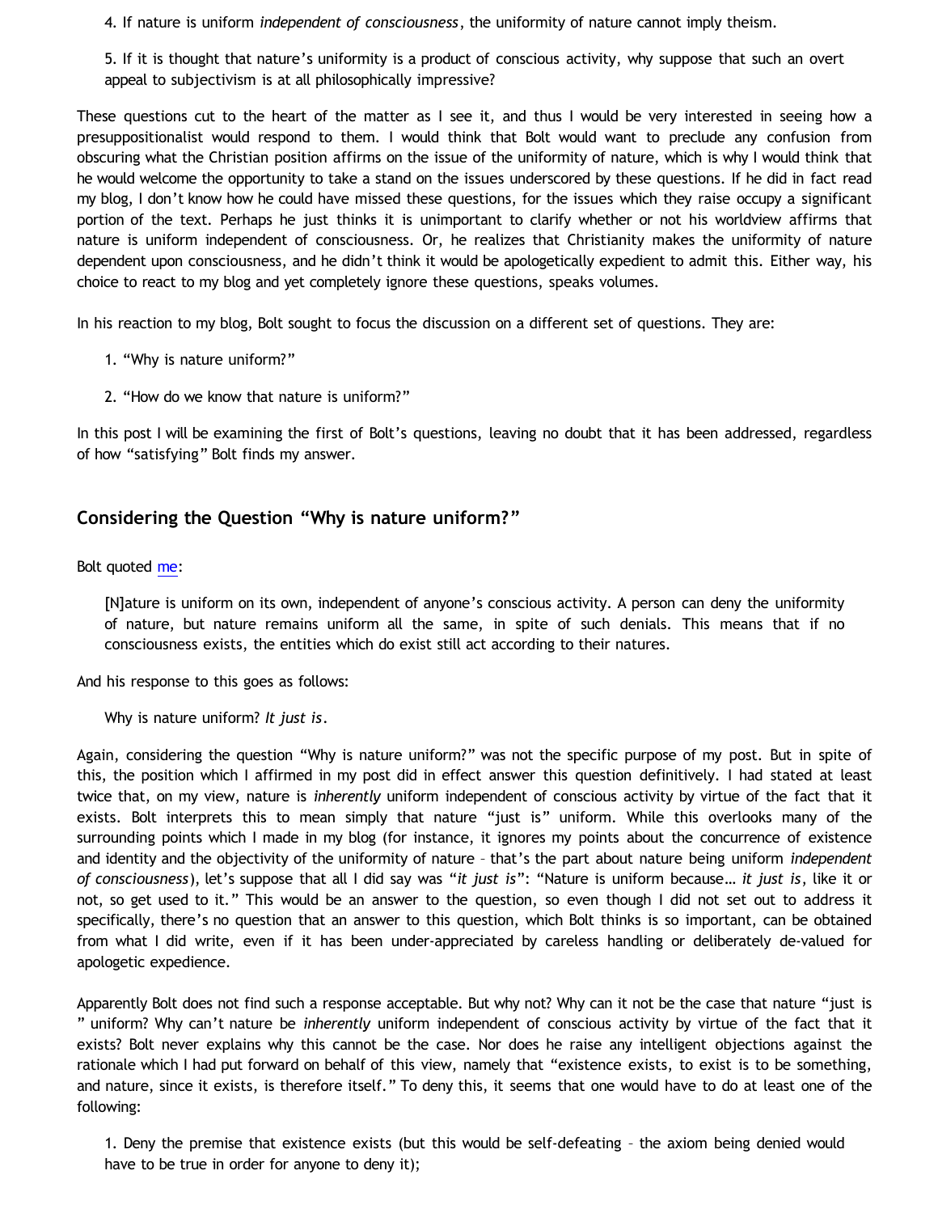4. If nature is uniform *independent of consciousness*, the uniformity of nature cannot imply theism.

5. If it is thought that nature's uniformity is a product of conscious activity, why suppose that such an overt appeal to subjectivism is at all philosophically impressive?

These questions cut to the heart of the matter as I see it, and thus I would be very interested in seeing how a presuppositionalist would respond to them. I would think that Bolt would want to preclude any confusion from obscuring what the Christian position affirms on the issue of the uniformity of nature, which is why I would think that he would welcome the opportunity to take a stand on the issues underscored by these questions. If he did in fact read my blog, I don't know how he could have missed these questions, for the issues which they raise occupy a significant portion of the text. Perhaps he just thinks it is unimportant to clarify whether or not his worldview affirms that nature is uniform independent of consciousness. Or, he realizes that Christianity makes the uniformity of nature dependent upon consciousness, and he didn't think it would be apologetically expedient to admit this. Either way, his choice to react to my blog and yet completely ignore these questions, speaks volumes.

In his reaction to my blog, Bolt sought to focus the discussion on a different set of questions. They are:

1. "Why is nature uniform?"

2. "How do we know that nature is uniform?"

In this post I will be examining the first of Bolt's questions, leaving no doubt that it has been addressed, regardless of how "satisfying" Bolt finds my answer.

## Considering the Question "Why is nature uniform?"

Bolt quoted me:

> [N]ature is uniform on its own, independent of anyone's conscious activity. A person can deny the uniformity of nature, but nature remains uniform all the same, in spite of such denials. This means that if no consciousness exists, the entities which do exist still act according to their natures.

And his response to this goes as follows:

> Why is nature uniform? *It just is*.

Again, considering the question "Why is nature uniform?" was not the specific purpose of my post. But in spite of this, the position which I affirmed in my post did in effect answer this question definitively. I had stated at least twice that, on my view, nature is *inherently* uniform independent of conscious activity by virtue of the fact that it exists. Bolt interprets this to mean simply that nature "just is" uniform. While this overlooks many of the surrounding points which I made in my blog (for instance, it ignores my points about the concurrence of existence and identity and the objectivity of the uniformity of nature – that's the part about nature being uniform *independent of consciousness*), let's suppose that all I did say was "*it just is*": "Nature is uniform because… *it just is*, like it or not, so get used to it." This would be an answer to the question, so even though I did not set out to address it specifically, there's no question that an answer to this question, which Bolt thinks is so important, can be obtained from what I did write, even if it has been under-appreciated by careless handling or deliberately de-valued for apologetic expedience.

Apparently Bolt does not find such a response acceptable. But why not? Why can it not be the case that nature "just is" uniform? Why can't nature be *inherently* uniform independent of conscious activity by virtue of the fact that it exists? Bolt never explains why this cannot be the case. Nor does he raise any intelligent objections against the rationale which I had put forward on behalf of this view, namely that "existence exists, to exist is to be something, and nature, since it exists, is therefore itself." To deny this, it seems that one would have to do at least one of the following:

1. Deny the premise that existence exists (but this would be self-defeating – the axiom being denied would have to be true in order for anyone to deny it);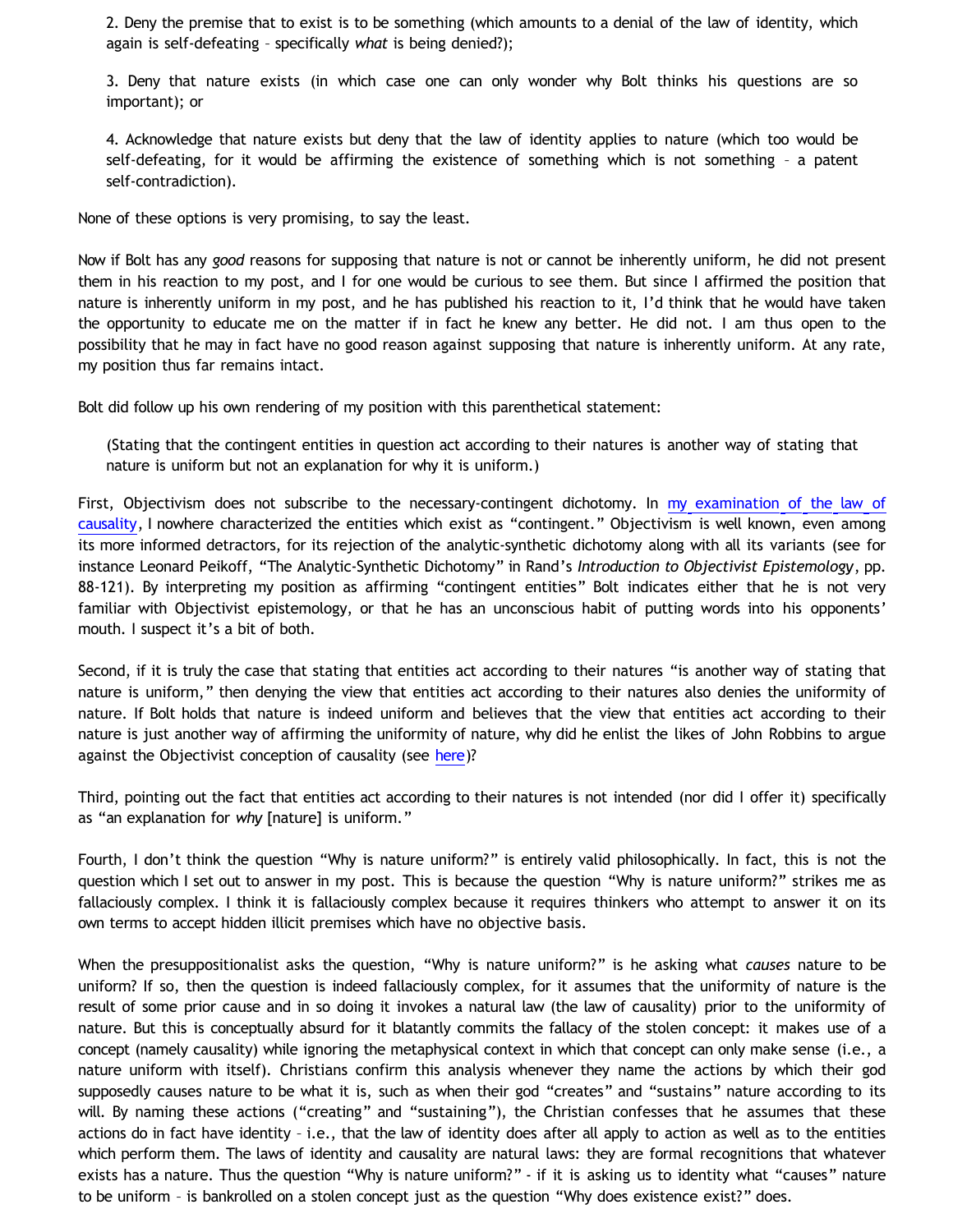2. Deny the premise that to exist is to be something (which amounts to a denial of the law of identity, which again is self-defeating – specifically *what* is being denied?);

3. Deny that nature exists (in which case one can only wonder why Bolt thinks his questions are so important); or

4. Acknowledge that nature exists but deny that the law of identity applies to nature (which too would be self-defeating, for it would be affirming the existence of something which is not something – a patent self-contradiction).

None of these options is very promising, to say the least.

Now if Bolt has any *good* reasons for supposing that nature is not or cannot be inherently uniform, he did not present them in his reaction to my post, and I for one would be curious to see them. But since I affirmed the position that nature is inherently uniform in my post, and he has published his reaction to it, I'd think that he would have taken the opportunity to educate me on the matter if in fact he knew any better. He did not. I am thus open to the possibility that he may in fact have no good reason against supposing that nature is inherently uniform. At any rate, my position thus far remains intact.

Bolt did follow up his own rendering of my position with this parenthetical statement:

> (Stating that the contingent entities in question act according to their natures is another way of stating that nature is uniform but not an explanation for why it is uniform.)

First, Objectivism does not subscribe to the necessary-contingent dichotomy. In [my examination of the law of causality](), I nowhere characterized the entities which exist as "contingent." Objectivism is well known, even among its more informed detractors, for its rejection of the analytic-synthetic dichotomy along with all its variants (see for instance Leonard Peikoff, "The Analytic-Synthetic Dichotomy" in Rand's *Introduction to Objectivist Epistemology*, pp. 88-121). By interpreting my position as affirming "contingent entities" Bolt indicates either that he is not very familiar with Objectivist epistemology, or that he has an unconscious habit of putting words into his opponents' mouth. I suspect it's a bit of both.

Second, if it is truly the case that stating that entities act according to their natures "is another way of stating that nature is uniform," then denying the view that entities act according to their natures also denies the uniformity of nature. If Bolt holds that nature is indeed uniform and believes that the view that entities act according to their nature is just another way of affirming the uniformity of nature, why did he enlist the likes of John Robbins to argue against the Objectivist conception of causality (see [here]())?

Third, pointing out the fact that entities act according to their natures is not intended (nor did I offer it) specifically as "an explanation for *why* [nature] is uniform."

Fourth, I don't think the question "Why is nature uniform?" is entirely valid philosophically. In fact, this is not the question which I set out to answer in my post. This is because the question "Why is nature uniform?" strikes me as fallaciously complex. I think it is fallaciously complex because it requires thinkers who attempt to answer it on its own terms to accept hidden illicit premises which have no objective basis.

When the presuppositionalist asks the question, "Why is nature uniform?" is he asking what *causes* nature to be uniform? If so, then the question is indeed fallaciously complex, for it assumes that the uniformity of nature is the result of some prior cause and in so doing it invokes a natural law (the law of causality) prior to the uniformity of nature. But this is conceptually absurd for it blatantly commits the fallacy of the stolen concept: it makes use of a concept (namely causality) while ignoring the metaphysical context in which that concept can only make sense (i.e., a nature uniform with itself). Christians confirm this analysis whenever they name the actions by which their god supposedly causes nature to be what it is, such as when their god "creates" and "sustains" nature according to its will. By naming these actions ("creating" and "sustaining"), the Christian confesses that he assumes that these actions do in fact have identity – i.e., that the law of identity does after all apply to action as well as to the entities which perform them. The laws of identity and causality are natural laws: they are formal recognitions that whatever exists has a nature. Thus the question "Why is nature uniform?" - if it is asking us to identity what "causes" nature to be uniform – is bankrolled on a stolen concept just as the question "Why does existence exist?" does.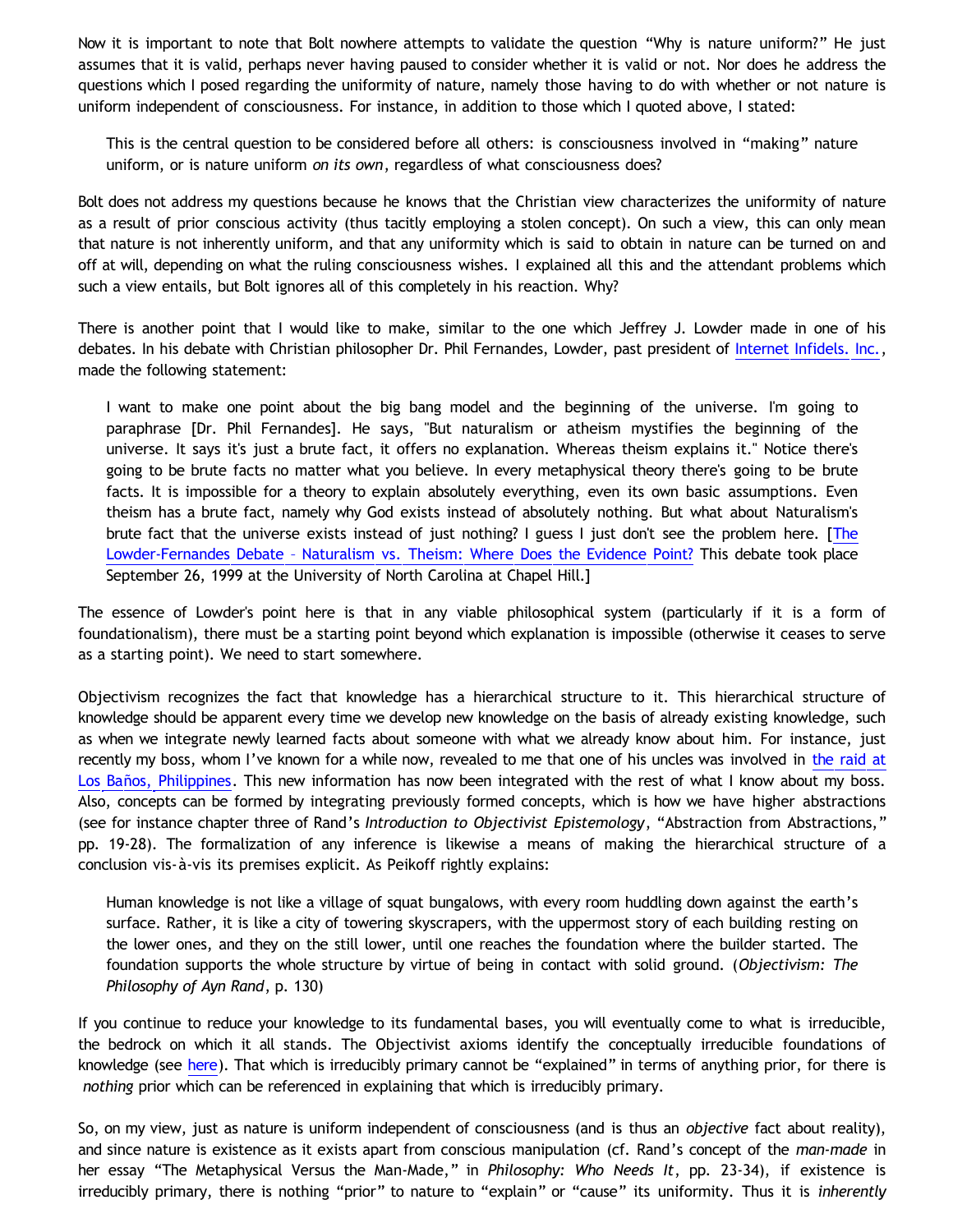Now it is important to note that Bolt nowhere attempts to validate the question "Why is nature uniform?" He just assumes that it is valid, perhaps never having paused to consider whether it is valid or not. Nor does he address the questions which I posed regarding the uniformity of nature, namely those having to do with whether or not nature is uniform independent of consciousness. For instance, in addition to those which I quoted above, I stated:

> This is the central question to be considered before all others: is consciousness involved in "making" nature uniform, or is nature uniform *on its own*, regardless of what consciousness does?

Bolt does not address my questions because he knows that the Christian view characterizes the uniformity of nature as a result of prior conscious activity (thus tacitly employing a stolen concept). On such a view, this can only mean that nature is not inherently uniform, and that any uniformity which is said to obtain in nature can be turned on and off at will, depending on what the ruling consciousness wishes. I explained all this and the attendant problems which such a view entails, but Bolt ignores all of this completely in his reaction. Why?

There is another point that I would like to make, similar to the one which Jeffrey J. Lowder made in one of his debates. In his debate with Christian philosopher Dr. Phil Fernandes, Lowder, past president of Internet Infidels, Inc., made the following statement:

> I want to make one point about the big bang model and the beginning of the universe. I'm going to paraphrase [Dr. Phil Fernandes]. He says, "But naturalism or atheism mystifies the beginning of the universe. It says it's just a brute fact, it offers no explanation. Whereas theism explains it." Notice there's going to be brute facts no matter what you believe. In every metaphysical theory there's going to be brute facts. It is impossible for a theory to explain absolutely everything, even its own basic assumptions. Even theism has a brute fact, namely why God exists instead of absolutely nothing. But what about Naturalism's brute fact that the universe exists instead of just nothing? I guess I just don't see the problem here. [The Lowder-Fernandes Debate – Naturalism vs. Theism: Where Does the Evidence Point? This debate took place September 26, 1999 at the University of North Carolina at Chapel Hill.]

The essence of Lowder's point here is that in any viable philosophical system (particularly if it is a form of foundationalism), there must be a starting point beyond which explanation is impossible (otherwise it ceases to serve as a starting point). We need to start somewhere.

Objectivism recognizes the fact that knowledge has a hierarchical structure to it. This hierarchical structure of knowledge should be apparent every time we develop new knowledge on the basis of already existing knowledge, such as when we integrate newly learned facts about someone with what we already know about him. For instance, just recently my boss, whom I've known for a while now, revealed to me that one of his uncles was involved in the raid at Los Baños, Philippines. This new information has now been integrated with the rest of what I know about my boss. Also, concepts can be formed by integrating previously formed concepts, which is how we have higher abstractions (see for instance chapter three of Rand's *Introduction to Objectivist Epistemology*, "Abstraction from Abstractions," pp. 19-28). The formalization of any inference is likewise a means of making the hierarchical structure of a conclusion vis-à-vis its premises explicit. As Peikoff rightly explains:

> Human knowledge is not like a village of squat bungalows, with every room huddling down against the earth's surface. Rather, it is like a city of towering skyscrapers, with the uppermost story of each building resting on the lower ones, and they on the still lower, until one reaches the foundation where the builder started. The foundation supports the whole structure by virtue of being in contact with solid ground. (*Objectivism: The Philosophy of Ayn Rand*, p. 130)

If you continue to reduce your knowledge to its fundamental bases, you will eventually come to what is irreducible, the bedrock on which it all stands. The Objectivist axioms identify the conceptually irreducible foundations of knowledge (see here). That which is irreducibly primary cannot be "explained" in terms of anything prior, for there is *nothing* prior which can be referenced in explaining that which is irreducibly primary.

So, on my view, just as nature is uniform independent of consciousness (and is thus an *objective* fact about reality), and since nature is existence as it exists apart from conscious manipulation (cf. Rand's concept of the *man-made* in her essay "The Metaphysical Versus the Man-Made," in *Philosophy: Who Needs It*, pp. 23-34), if existence is irreducibly primary, there is nothing "prior" to nature to "explain" or "cause" its uniformity. Thus it is *inherently*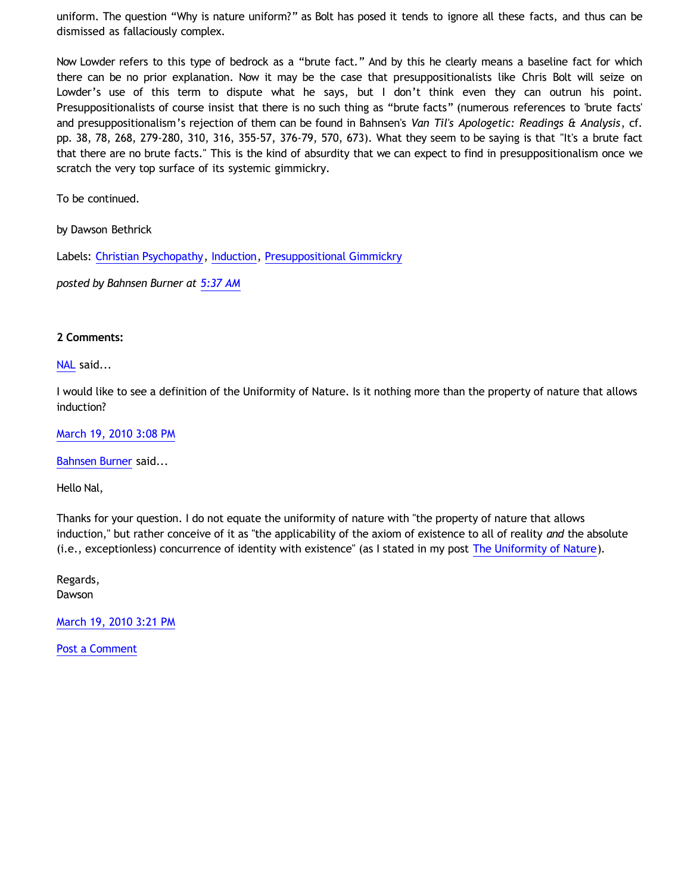uniform. The question "Why is nature uniform?" as Bolt has posed it tends to ignore all these facts, and thus can be dismissed as fallaciously complex.

Now Lowder refers to this type of bedrock as a "brute fact." And by this he clearly means a baseline fact for which there can be no prior explanation. Now it may be the case that presuppositionalists like Chris Bolt will seize on Lowder's use of this term to dispute what he says, but I don't think even they can outrun his point. Presuppositionalists of course insist that there is no such thing as "brute facts" (numerous references to 'brute facts' and presuppositionalism's rejection of them can be found in Bahnsen's *Van Til's Apologetic: Readings & Analysis*, cf. pp. 38, 78, 268, 279-280, 310, 316, 355-57, 376-79, 570, 673). What they seem to be saying is that "It's a brute fact that there are no brute facts." This is the kind of absurdity that we can expect to find in presuppositionalism once we scratch the very top surface of its systemic gimmickry.

To be continued.

by Dawson Bethrick

Labels: Christian Psychopathy, Induction, Presuppositional Gimmickry

*posted by Bahnsen Burner at 5:37 AM*

**2 Comments:**

NAL said...

I would like to see a definition of the Uniformity of Nature. Is it nothing more than the property of nature that allows induction?

March 19, 2010 3:08 PM

Bahnsen Burner said...

Hello Nal,

Thanks for your question. I do not equate the uniformity of nature with "the property of nature that allows induction," but rather conceive of it as "the applicability of the axiom of existence to all of reality *and* the absolute (i.e., exceptionless) concurrence of identity with existence" (as I stated in my post The Uniformity of Nature).

Regards,
Dawson

March 19, 2010 3:21 PM

Post a Comment